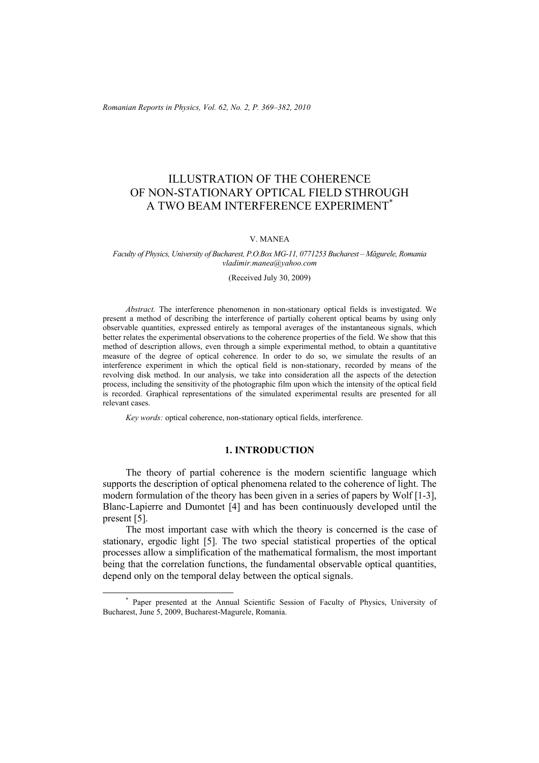# ILLUSTRATION OF THE COHERENCE OF NON-STATIONARY OPTICAL FIELD STHROUGH A TWO BEAM INTERFERENCE EXPERIMENT*

V. MANEA

*Faculty of Physics, University of Bucharest, P.O.Box MG-11, 0771253 Bucharest – Măgurele, Romania*
*vladimir.manea@yahoo.com*

(Received July 30, 2009)

*Abstract.* The interference phenomenon in non-stationary optical fields is investigated. We present a method of describing the interference of partially coherent optical beams by using only observable quantities, expressed entirely as temporal averages of the instantaneous signals, which better relates the experimental observations to the coherence properties of the field. We show that this method of description allows, even through a simple experimental method, to obtain a quantitative measure of the degree of optical coherence. In order to do so, we simulate the results of an interference experiment in which the optical field is non-stationary, recorded by means of the revolving disk method. In our analysis, we take into consideration all the aspects of the detection process, including the sensitivity of the photographic film upon which the intensity of the optical field is recorded. Graphical representations of the simulated experimental results are presented for all relevant cases.

*Key words:* optical coherence, non-stationary optical fields, interference.

## 1. INTRODUCTION

The theory of partial coherence is the modern scientific language which supports the description of optical phenomena related to the coherence of light. The modern formulation of the theory has been given in a series of papers by Wolf [1-3], Blanc-Lapierre and Dumontet [4] and has been continuously developed until the present [5].

The most important case with which the theory is concerned is the case of stationary, ergodic light [5]. The two special statistical properties of the optical processes allow a simplification of the mathematical formalism, the most important being that the correlation functions, the fundamental observable optical quantities, depend only on the temporal delay between the optical signals.

---

* Paper presented at the Annual Scientific Session of Faculty of Physics, University of Bucharest, June 5, 2009, Bucharest-Magurele, Romania.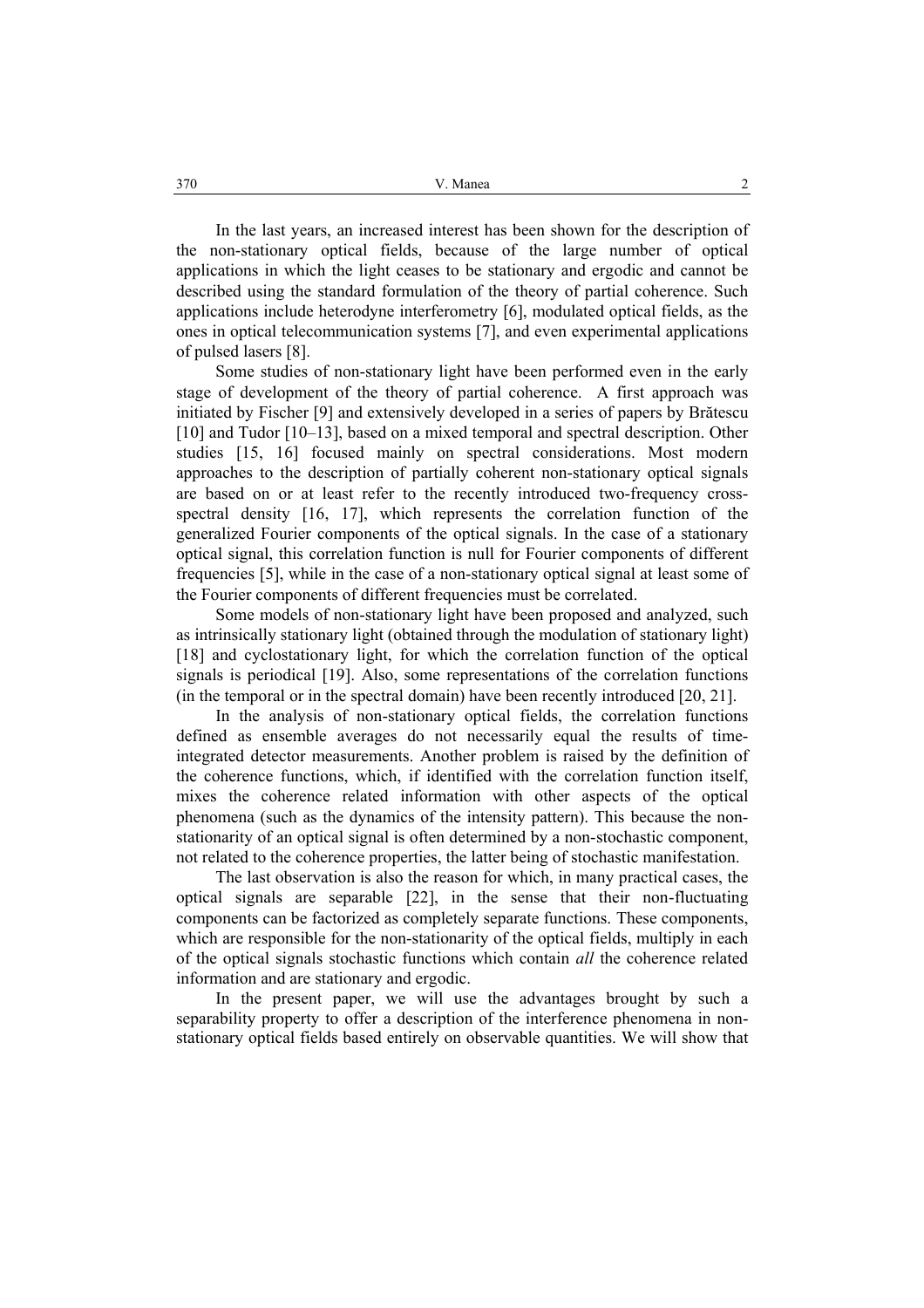In the last years, an increased interest has been shown for the description of the non-stationary optical fields, because of the large number of optical applications in which the light ceases to be stationary and ergodic and cannot be described using the standard formulation of the theory of partial coherence. Such applications include heterodyne interferometry [6], modulated optical fields, as the ones in optical telecommunication systems [7], and even experimental applications of pulsed lasers [8].

Some studies of non-stationary light have been performed even in the early stage of development of the theory of partial coherence. A first approach was initiated by Fischer [9] and extensively developed in a series of papers by Brătescu [10] and Tudor [10–13], based on a mixed temporal and spectral description. Other studies [15, 16] focused mainly on spectral considerations. Most modern approaches to the description of partially coherent non-stationary optical signals are based on or at least refer to the recently introduced two-frequency cross-spectral density [16, 17], which represents the correlation function of the generalized Fourier components of the optical signals. In the case of a stationary optical signal, this correlation function is null for Fourier components of different frequencies [5], while in the case of a non-stationary optical signal at least some of the Fourier components of different frequencies must be correlated.

Some models of non-stationary light have been proposed and analyzed, such as intrinsically stationary light (obtained through the modulation of stationary light) [18] and cyclostationary light, for which the correlation function of the optical signals is periodical [19]. Also, some representations of the correlation functions (in the temporal or in the spectral domain) have been recently introduced [20, 21].

In the analysis of non-stationary optical fields, the correlation functions defined as ensemble averages do not necessarily equal the results of time-integrated detector measurements. Another problem is raised by the definition of the coherence functions, which, if identified with the correlation function itself, mixes the coherence related information with other aspects of the optical phenomena (such as the dynamics of the intensity pattern). This because the non-stationarity of an optical signal is often determined by a non-stochastic component, not related to the coherence properties, the latter being of stochastic manifestation.

The last observation is also the reason for which, in many practical cases, the optical signals are separable [22], in the sense that their non-fluctuating components can be factorized as completely separate functions. These components, which are responsible for the non-stationarity of the optical fields, multiply in each of the optical signals stochastic functions which contain *all* the coherence related information and are stationary and ergodic.

In the present paper, we will use the advantages brought by such a separability property to offer a description of the interference phenomena in non-stationary optical fields based entirely on observable quantities. We will show that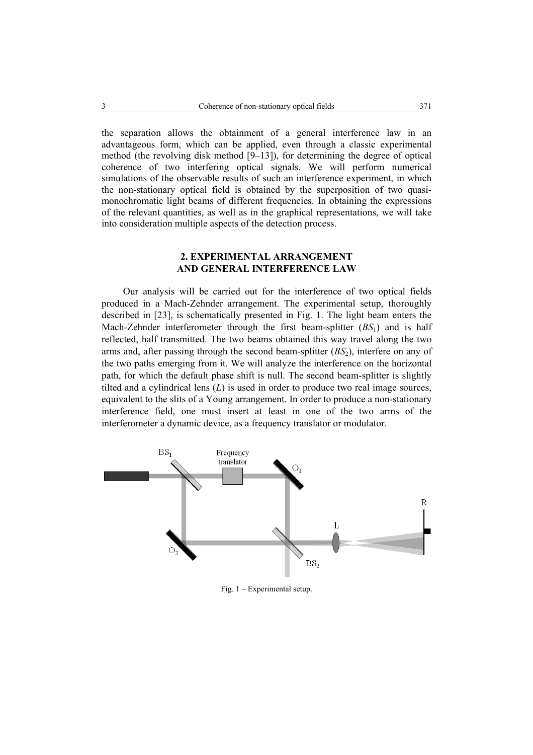the separation allows the obtainment of a general interference law in an advantageous form, which can be applied, even through a classic experimental method (the revolving disk method [9–13]), for determining the degree of optical coherence of two interfering optical signals. We will perform numerical simulations of the observable results of such an interference experiment, in which the non-stationary optical field is obtained by the superposition of two quasi-monochromatic light beams of different frequencies. In obtaining the expressions of the relevant quantities, as well as in the graphical representations, we will take into consideration multiple aspects of the detection process.

## 2. EXPERIMENTAL ARRANGEMENT AND GENERAL INTERFERENCE LAW

Our analysis will be carried out for the interference of two optical fields produced in a Mach-Zehnder arrangement. The experimental setup, thoroughly described in [23], is schematically presented in Fig. 1. The light beam enters the Mach-Zehnder interferometer through the first beam-splitter ($BS_1$) and is half reflected, half transmitted. The two beams obtained this way travel along the two arms and, after passing through the second beam-splitter ($BS_2$), interfere on any of the two paths emerging from it. We will analyze the interference on the horizontal path, for which the default phase shift is null. The second beam-splitter is slightly tilted and a cylindrical lens ($L$) is used in order to produce two real image sources, equivalent to the slits of a Young arrangement. In order to produce a non-stationary interference field, one must insert at least in one of the two arms of the interferometer a dynamic device, as a frequency translator or modulator.

Fig. 1 – Experimental setup.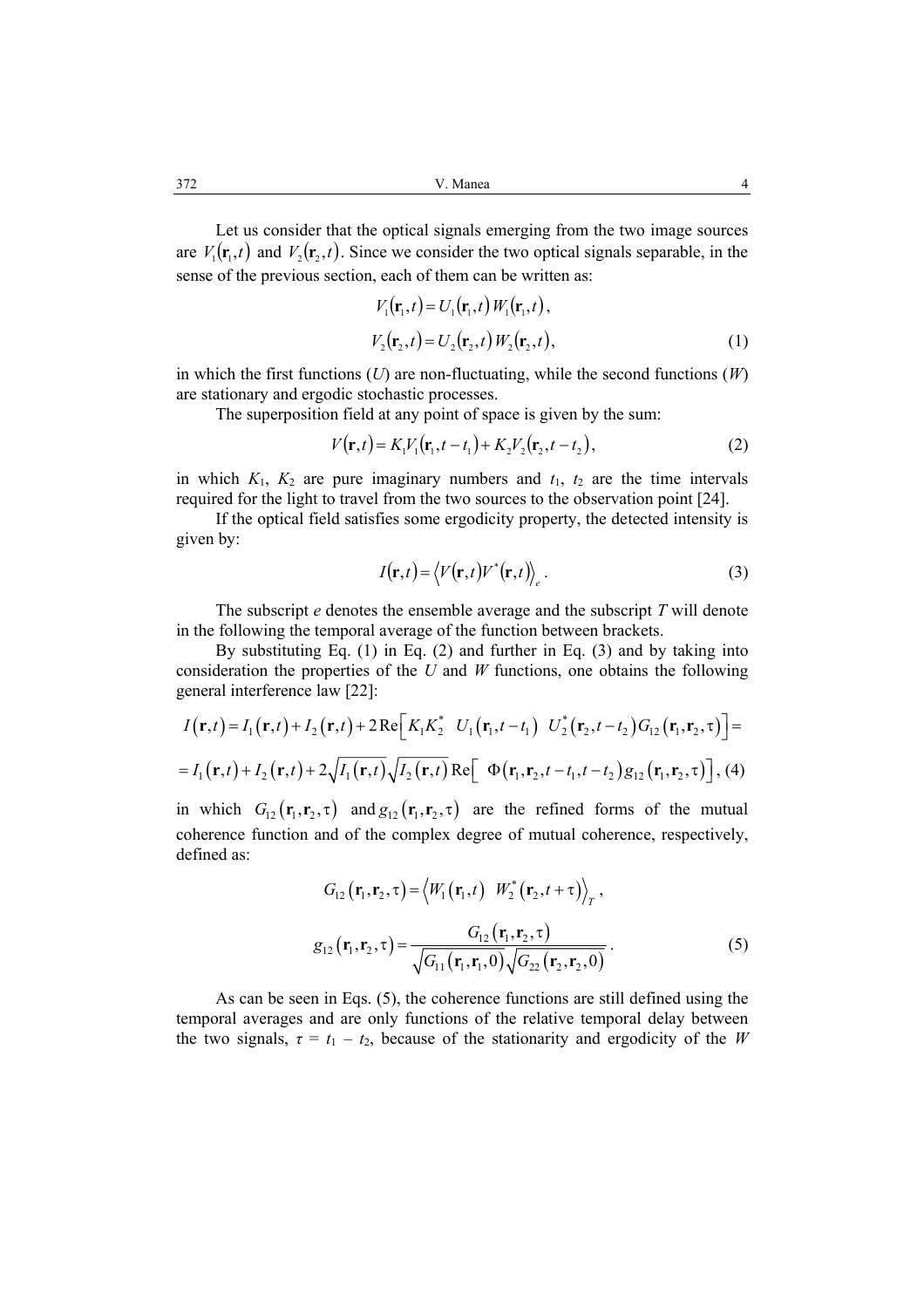Let us consider that the optical signals emerging from the two image sources are $V_1(\mathbf{r}_1,t)$ and $V_2(\mathbf{r}_2,t)$. Since we consider the two optical signals separable, in the sense of the previous section, each of them can be written as:

$$
\begin{aligned}
V_1(\mathbf{r}_1,t) &= U_1(\mathbf{r}_1,t)\,W_1(\mathbf{r}_1,t),\\
V_2(\mathbf{r}_2,t) &= U_2(\mathbf{r}_2,t)\,W_2(\mathbf{r}_2,t),
\end{aligned}
\tag{1}
$$

in which the first functions ($U$) are non-fluctuating, while the second functions ($W$) are stationary and ergodic stochastic processes.

The superposition field at any point of space is given by the sum:

$$
V(\mathbf{r},t) = K_1 V_1(\mathbf{r}_1,t-t_1) + K_2 V_2(\mathbf{r}_2,t-t_2),
\tag{2}
$$

in which $K_1$, $K_2$ are pure imaginary numbers and $t_1$, $t_2$ are the time intervals required for the light to travel from the two sources to the observation point [24].

If the optical field satisfies some ergodicity property, the detected intensity is given by:

$$
I(\mathbf{r},t) = \left\langle V(\mathbf{r},t)V^*(\mathbf{r},t)\right\rangle_e .
\tag{3}
$$

The subscript $e$ denotes the ensemble average and the subscript $T$ will denote in the following the temporal average of the function between brackets.

By substituting Eq. (1) in Eq. (2) and further in Eq. (3) and by taking into consideration the properties of the $U$ and $W$ functions, one obtains the following general interference law [22]:

$$
\begin{aligned}
I(\mathbf{r},t) &= I_1(\mathbf{r},t) + I_2(\mathbf{r},t) + 2\,\mathrm{Re}\left[K_1K_2^*\;U_1(\mathbf{r}_1,t-t_1)\;U_2^*(\mathbf{r}_2,t-t_2)\,G_{12}(\mathbf{r}_1,\mathbf{r}_2,\tau)\right] =\\
&= I_1(\mathbf{r},t) + I_2(\mathbf{r},t) + 2\sqrt{I_1(\mathbf{r},t)}\sqrt{I_2(\mathbf{r},t)}\,\mathrm{Re}\left[\;\Phi(\mathbf{r}_1,\mathbf{r}_2,t-t_1,t-t_2)\,g_{12}(\mathbf{r}_1,\mathbf{r}_2,\tau)\right],
\end{aligned}
\tag{4}
$$

in which $G_{12}(\mathbf{r}_1,\mathbf{r}_2,\tau)$ and $g_{12}(\mathbf{r}_1,\mathbf{r}_2,\tau)$ are the refined forms of the mutual coherence function and of the complex degree of mutual coherence, respectively, defined as:

$$
\begin{aligned}
G_{12}(\mathbf{r}_1,\mathbf{r}_2,\tau) &= \left\langle W_1(\mathbf{r}_1,t)\;W_2^*(\mathbf{r}_2,t+\tau)\right\rangle_T ,\\
g_{12}(\mathbf{r}_1,\mathbf{r}_2,\tau) &= \frac{G_{12}(\mathbf{r}_1,\mathbf{r}_2,\tau)}{\sqrt{G_{11}(\mathbf{r}_1,\mathbf{r}_1,0)}\sqrt{G_{22}(\mathbf{r}_2,\mathbf{r}_2,0)}} .
\end{aligned}
\tag{5}
$$

As can be seen in Eqs. (5), the coherence functions are still defined using the temporal averages and are only functions of the relative temporal delay between the two signals, $\tau = t_1 - t_2$, because of the stationarity and ergodicity of the $W$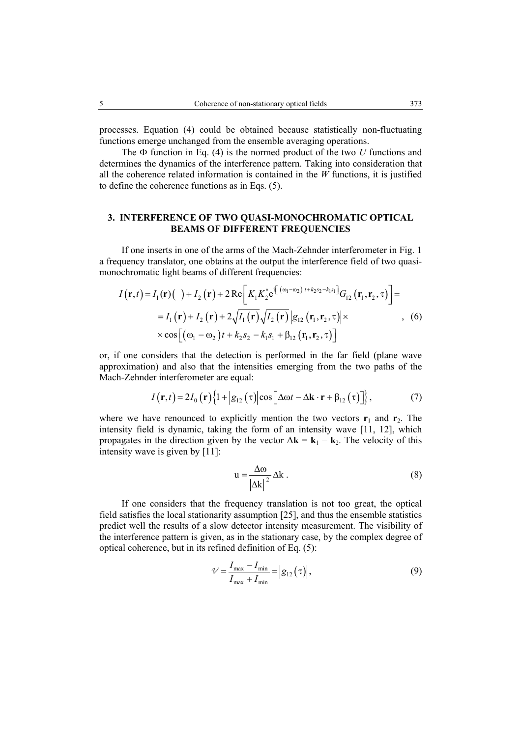processes. Equation (4) could be obtained because statistically non-fluctuating functions emerge unchanged from the ensemble averaging operations.

The Φ function in Eq. (4) is the normed product of the two *U* functions and determines the dynamics of the interference pattern. Taking into consideration that all the coherence related information is contained in the *W* functions, it is justified to define the coherence functions as in Eqs. (5).

## 3. INTERFERENCE OF TWO QUASI-MONOCHROMATIC OPTICAL BEAMS OF DIFFERENT FREQUENCIES

If one inserts in one of the arms of the Mach-Zehnder interferometer in Fig. 1 a frequency translator, one obtains at the output the interference field of two quasi-monochromatic light beams of different frequencies:

$$
\begin{aligned}
I(\mathbf{r},t) &= I_1(\mathbf{r})(\ ) + I_2(\mathbf{r}) + 2\,\mathrm{Re}\left[K_1 K_2^* \mathrm{e}^{\mathrm{i}\left[(\omega_1-\omega_2)t + k_2 s_2 - k_1 s_1\right]} G_{12}(\mathbf{r}_1,\mathbf{r}_2,\tau)\right] = \\
&= I_1(\mathbf{r}) + I_2(\mathbf{r}) + 2\sqrt{I_1(\mathbf{r})}\sqrt{I_2(\mathbf{r})}\left|g_{12}(\mathbf{r}_1,\mathbf{r}_2,\tau)\right| \times \\
&\times \cos\left[(\omega_1-\omega_2)t + k_2 s_2 - k_1 s_1 + \beta_{12}(\mathbf{r}_1,\mathbf{r}_2,\tau)\right]
\end{aligned}
\quad , \quad (6)
$$

or, if one considers that the detection is performed in the far field (plane wave approximation) and also that the intensities emerging from the two paths of the Mach-Zehnder interferometer are equal:

$$
I(\mathbf{r},t) = 2I_0(\mathbf{r})\left\{1 + \left|g_{12}(\tau)\right|\cos\left[\Delta\omega t - \Delta\mathbf{k}\cdot\mathbf{r} + \beta_{12}(\tau)\right]\right\}, \quad (7)
$$

where we have renounced to explicitly mention the two vectors $\mathbf{r}_1$ and $\mathbf{r}_2$. The intensity field is dynamic, taking the form of an intensity wave [11, 12], which propagates in the direction given by the vector $\Delta\mathbf{k} = \mathbf{k}_1 - \mathbf{k}_2$. The velocity of this intensity wave is given by [11]:

$$
\mathrm{u} = \frac{\Delta\omega}{\left|\Delta\mathrm{k}\right|^2}\Delta\mathrm{k}\,. \quad (8)
$$

If one considers that the frequency translation is not too great, the optical field satisfies the local stationarity assumption [25], and thus the ensemble statistics predict well the results of a slow detector intensity measurement. The visibility of the interference pattern is given, as in the stationary case, by the complex degree of optical coherence, but in its refined definition of Eq. (5):

$$
\mathcal{V} = \frac{I_{\max} - I_{\min}}{I_{\max} + I_{\min}} = \left|g_{12}(\tau)\right|, \quad (9)
$$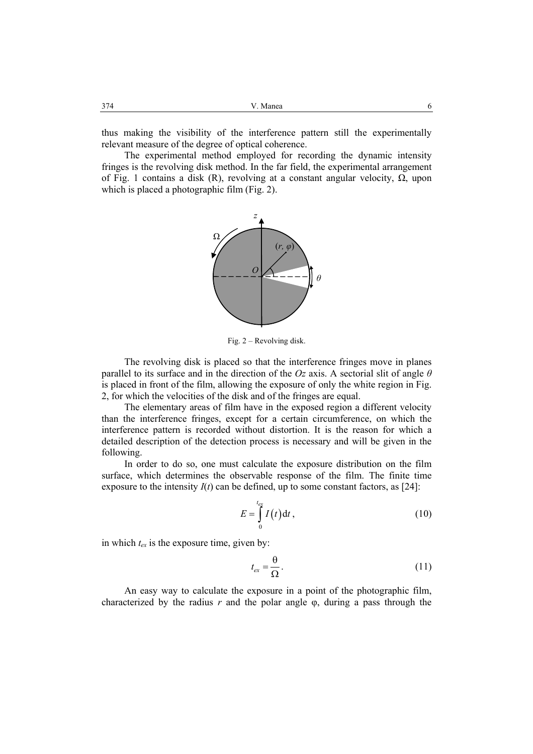thus making the visibility of the interference pattern still the experimentally relevant measure of the degree of optical coherence.

The experimental method employed for recording the dynamic intensity fringes is the revolving disk method. In the far field, the experimental arrangement of Fig. 1 contains a disk (R), revolving at a constant angular velocity, $\Omega$, upon which is placed a photographic film (Fig. 2).

Fig. 2 – Revolving disk.

The revolving disk is placed so that the interference fringes move in planes parallel to its surface and in the direction of the $Oz$ axis. A sectorial slit of angle $\theta$ is placed in front of the film, allowing the exposure of only the white region in Fig. 2, for which the velocities of the disk and of the fringes are equal.

The elementary areas of film have in the exposed region a different velocity than the interference fringes, except for a certain circumference, on which the interference pattern is recorded without distortion. It is the reason for which a detailed description of the detection process is necessary and will be given in the following.

In order to do so, one must calculate the exposure distribution on the film surface, which determines the observable response of the film. The finite time exposure to the intensity $I(t)$ can be defined, up to some constant factors, as [24]:

$$E = \int_{0}^{t_{ex}} I(t)\,\mathrm{d}t\,, \tag{10}$$

in which $t_{ex}$ is the exposure time, given by:

$$t_{ex} = \frac{\theta}{\Omega}. \tag{11}$$

An easy way to calculate the exposure in a point of the photographic film, characterized by the radius $r$ and the polar angle $\varphi$, during a pass through the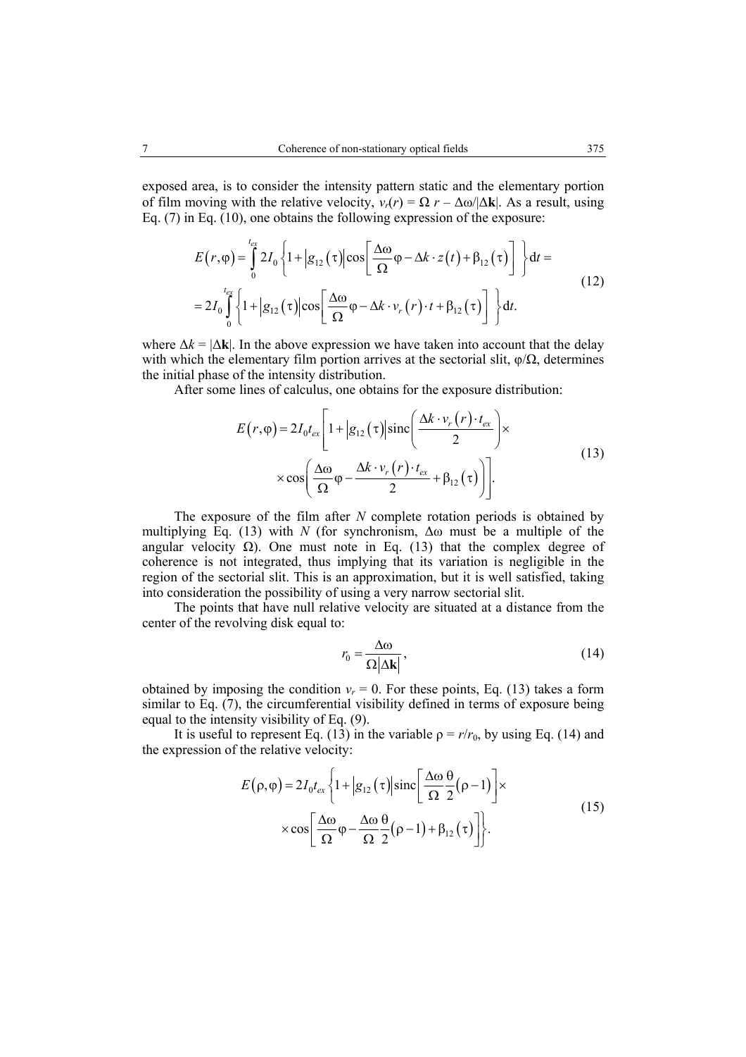exposed area, is to consider the intensity pattern static and the elementary portion of film moving with the relative velocity, $v_r(r) = \Omega\, r - \Delta\omega/|\Delta\mathbf{k}|$. As a result, using Eq. (7) in Eq. (10), one obtains the following expression of the exposure:

$$
\begin{aligned}
E(r,\varphi) &= \int_0^{t_{ex}} 2I_0 \left\{ 1 + \left|g_{12}(\tau)\right| \cos\left[ \frac{\Delta\omega}{\Omega}\varphi - \Delta k \cdot z(t) + \beta_{12}(\tau) \right] \right\} \mathrm{d}t = \\
&= 2I_0 \int_0^{t_{ex}} \left\{ 1 + \left|g_{12}(\tau)\right| \cos\left[ \frac{\Delta\omega}{\Omega}\varphi - \Delta k \cdot v_r(r) \cdot t + \beta_{12}(\tau) \right] \right\} \mathrm{d}t.
\end{aligned}
\tag{12}
$$

where $\Delta k = |\Delta\mathbf{k}|$. In the above expression we have taken into account that the delay with which the elementary film portion arrives at the sectorial slit, $\varphi/\Omega$, determines the initial phase of the intensity distribution.

After some lines of calculus, one obtains for the exposure distribution:

$$
\begin{aligned}
E(r,\varphi) = 2I_0 t_{ex} \Bigg[ 1 + \left|g_{12}(\tau)\right| \operatorname{sinc}\left( \frac{\Delta k \cdot v_r(r) \cdot t_{ex}}{2} \right) \times \\
\times \cos\left( \frac{\Delta\omega}{\Omega}\varphi - \frac{\Delta k \cdot v_r(r) \cdot t_{ex}}{2} + \beta_{12}(\tau) \right) \Bigg].
\end{aligned}
\tag{13}
$$

The exposure of the film after $N$ complete rotation periods is obtained by multiplying Eq. (13) with $N$ (for synchronism, $\Delta\omega$ must be a multiple of the angular velocity $\Omega$). One must note in Eq. (13) that the complex degree of coherence is not integrated, thus implying that its variation is negligible in the region of the sectorial slit. This is an approximation, but it is well satisfied, taking into consideration the possibility of using a very narrow sectorial slit.

The points that have null relative velocity are situated at a distance from the center of the revolving disk equal to:

$$
r_0 = \frac{\Delta\omega}{\Omega|\Delta\mathbf{k}|},
\tag{14}
$$

obtained by imposing the condition $v_r = 0$. For these points, Eq. (13) takes a form similar to Eq. (7), the circumferential visibility defined in terms of exposure being equal to the intensity visibility of Eq. (9).

It is useful to represent Eq. (13) in the variable $\rho = r/r_0$, by using Eq. (14) and the expression of the relative velocity:

$$
\begin{aligned}
E(\rho,\varphi) = 2I_0 t_{ex} \Bigg\{ 1 + \left|g_{12}(\tau)\right| \operatorname{sinc}\left[ \frac{\Delta\omega}{\Omega}\frac{\theta}{2}(\rho - 1) \right] \times \\
\times \cos\left[ \frac{\Delta\omega}{\Omega}\varphi - \frac{\Delta\omega}{\Omega}\frac{\theta}{2}(\rho - 1) + \beta_{12}(\tau) \right] \Bigg\}.
\end{aligned}
\tag{15}
$$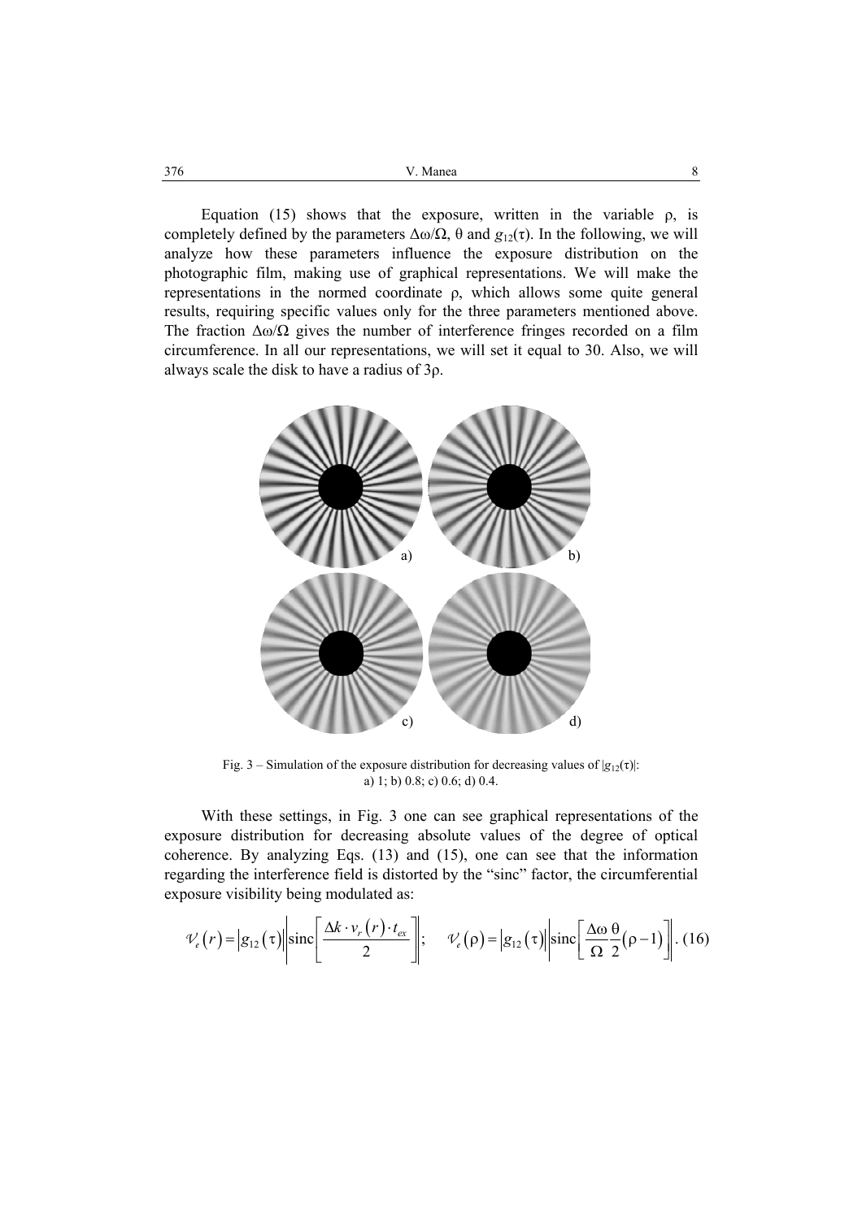Equation (15) shows that the exposure, written in the variable $\rho$, is completely defined by the parameters $\Delta\omega/\Omega$, $\theta$ and $g_{12}(\tau)$. In the following, we will analyze how these parameters influence the exposure distribution on the photographic film, making use of graphical representations. We will make the representations in the normed coordinate $\rho$, which allows some quite general results, requiring specific values only for the three parameters mentioned above. The fraction $\Delta\omega/\Omega$ gives the number of interference fringes recorded on a film circumference. In all our representations, we will set it equal to 30. Also, we will always scale the disk to have a radius of $3\rho$.

Fig. 3 – Simulation of the exposure distribution for decreasing values of $|g_{12}(\tau)|$: a) 1; b) 0.8; c) 0.6; d) 0.4.

With these settings, in Fig. 3 one can see graphical representations of the exposure distribution for decreasing absolute values of the degree of optical coherence. By analyzing Eqs. (13) and (15), one can see that the information regarding the interference field is distorted by the "sinc" factor, the circumferential exposure visibility being modulated as:

$$\mathcal{V}_e(r) = \left|g_{12}(\tau)\right| \left|\operatorname{sinc}\left[\frac{\Delta k \cdot v_r(r) \cdot t_{ex}}{2}\right]\right|; \quad \mathcal{V}_e(\rho) = \left|g_{12}(\tau)\right| \left|\operatorname{sinc}\left[\frac{\Delta\omega}{\Omega}\frac{\theta}{2}(\rho - 1)\right]\right|. \tag{16}$$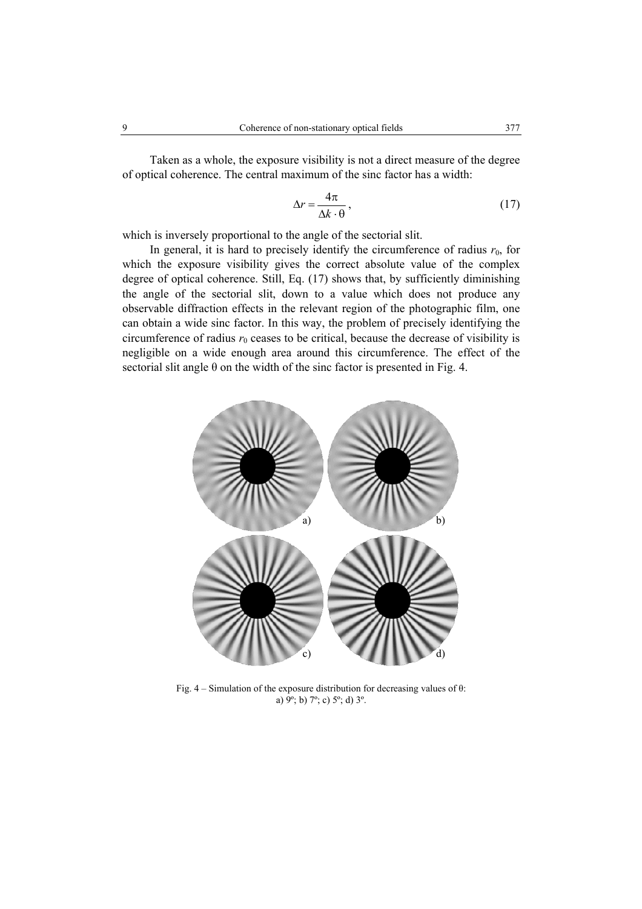Taken as a whole, the exposure visibility is not a direct measure of the degree of optical coherence. The central maximum of the sinc factor has a width:

$$\Delta r = \frac{4\pi}{\Delta k \cdot \theta}, \tag{17}$$

which is inversely proportional to the angle of the sectorial slit.

In general, it is hard to precisely identify the circumference of radius $r_0$, for which the exposure visibility gives the correct absolute value of the complex degree of optical coherence. Still, Eq. (17) shows that, by sufficiently diminishing the angle of the sectorial slit, down to a value which does not produce any observable diffraction effects in the relevant region of the photographic film, one can obtain a wide sinc factor. In this way, the problem of precisely identifying the circumference of radius $r_0$ ceases to be critical, because the decrease of visibility is negligible on a wide enough area around this circumference. The effect of the sectorial slit angle $\theta$ on the width of the sinc factor is presented in Fig. 4.

Fig. 4 – Simulation of the exposure distribution for decreasing values of $\theta$: a) 9º; b) 7º; c) 5º; d) 3º.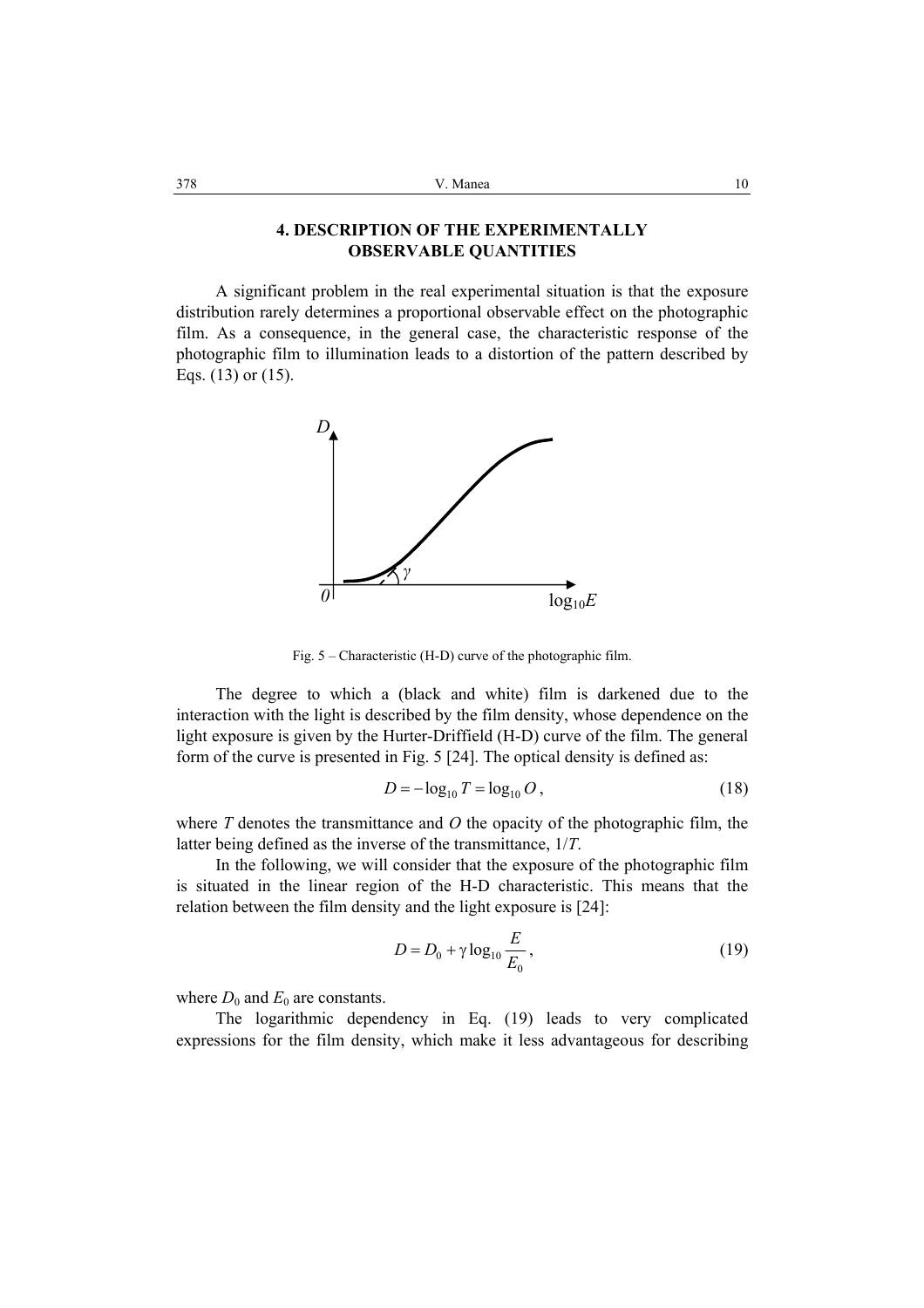## 4. DESCRIPTION OF THE EXPERIMENTALLY OBSERVABLE QUANTITIES

A significant problem in the real experimental situation is that the exposure distribution rarely determines a proportional observable effect on the photographic film. As a consequence, in the general case, the characteristic response of the photographic film to illumination leads to a distortion of the pattern described by Eqs. (13) or (15).

Fig. 5 – Characteristic (H-D) curve of the photographic film.

The degree to which a (black and white) film is darkened due to the interaction with the light is described by the film density, whose dependence on the light exposure is given by the Hurter-Driffield (H-D) curve of the film. The general form of the curve is presented in Fig. 5 [24]. The optical density is defined as:

$$D = -\log_{10} T = \log_{10} O\,, \tag{18}$$

where $T$ denotes the transmittance and $O$ the opacity of the photographic film, the latter being defined as the inverse of the transmittance, $1/T$.

In the following, we will consider that the exposure of the photographic film is situated in the linear region of the H-D characteristic. This means that the relation between the film density and the light exposure is [24]:

$$D = D_0 + \gamma \log_{10} \frac{E}{E_0}\,, \tag{19}$$

where $D_0$ and $E_0$ are constants.

The logarithmic dependency in Eq. (19) leads to very complicated expressions for the film density, which make it less advantageous for describing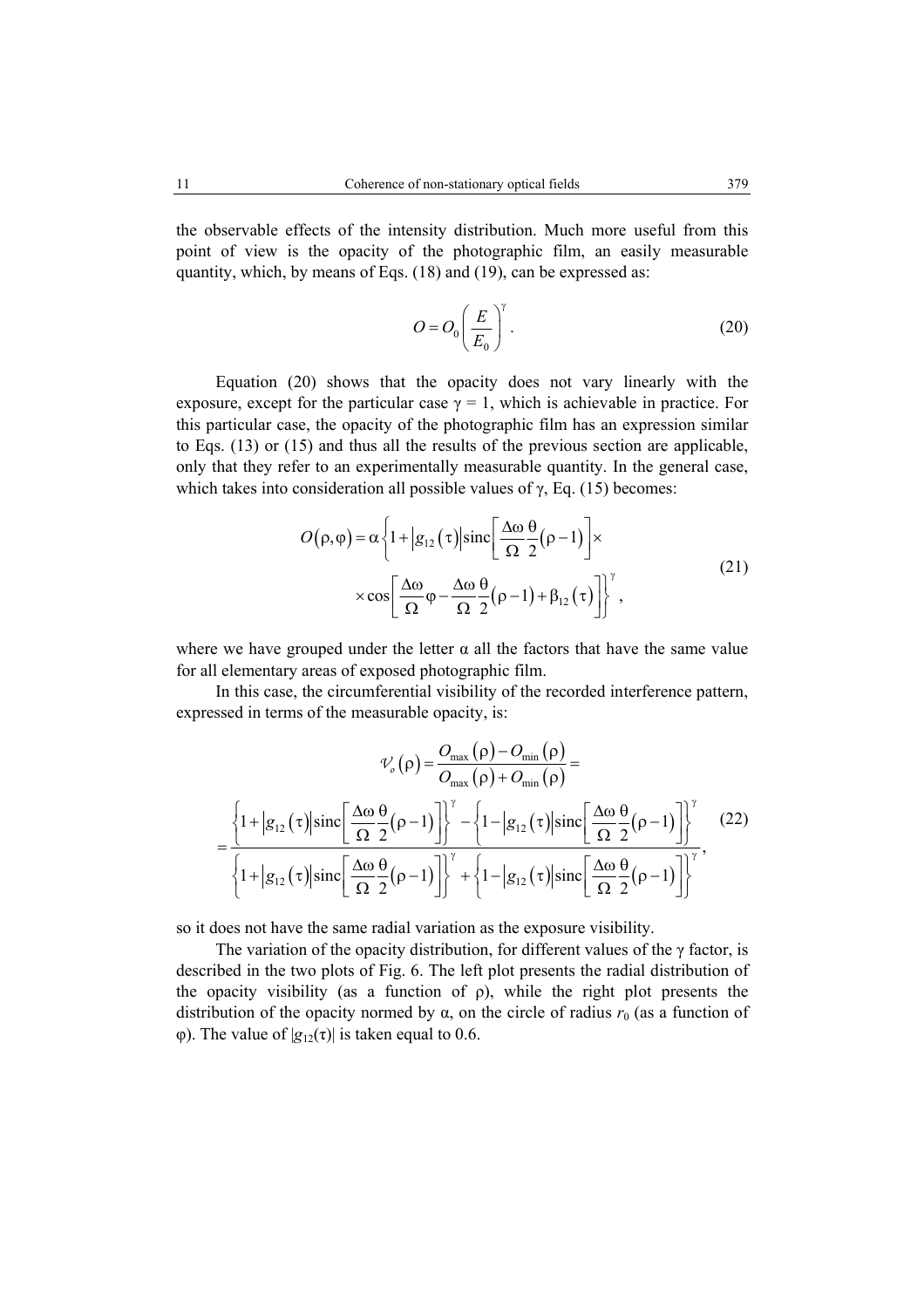the observable effects of the intensity distribution. Much more useful from this point of view is the opacity of the photographic film, an easily measurable quantity, which, by means of Eqs. (18) and (19), can be expressed as:

$$O = O_0 \left( \frac{E}{E_0} \right)^{\gamma}. \tag{20}$$

Equation (20) shows that the opacity does not vary linearly with the exposure, except for the particular case $\gamma = 1$, which is achievable in practice. For this particular case, the opacity of the photographic film has an expression similar to Eqs. (13) or (15) and thus all the results of the previous section are applicable, only that they refer to an experimentally measurable quantity. In the general case, which takes into consideration all possible values of $\gamma$, Eq. (15) becomes:

$$\begin{aligned} O(\rho,\varphi) = \alpha \Bigg\{ 1 + \left| g_{12}(\tau) \right| \operatorname{sinc}\left[ \frac{\Delta\omega}{\Omega}\frac{\theta}{2}(\rho - 1) \right] \times \\ \times \cos\left[ \frac{\Delta\omega}{\Omega}\varphi - \frac{\Delta\omega}{\Omega}\frac{\theta}{2}(\rho-1) + \beta_{12}(\tau) \right] \Bigg\}^{\gamma}, \end{aligned} \tag{21}$$

where we have grouped under the letter $\alpha$ all the factors that have the same value for all elementary areas of exposed photographic film.

In this case, the circumferential visibility of the recorded interference pattern, expressed in terms of the measurable opacity, is:

$$\begin{aligned} \mathcal{V}_o(\rho) &= \frac{O_{\max}(\rho) - O_{\min}(\rho)}{O_{\max}(\rho) + O_{\min}(\rho)} = \\ &= \frac{\left\{ 1 + \left| g_{12}(\tau) \right| \operatorname{sinc}\left[ \frac{\Delta\omega}{\Omega}\frac{\theta}{2}(\rho-1) \right] \right\}^{\gamma} - \left\{ 1 - \left| g_{12}(\tau) \right| \operatorname{sinc}\left[ \frac{\Delta\omega}{\Omega}\frac{\theta}{2}(\rho-1) \right] \right\}^{\gamma}}{\left\{ 1 + \left| g_{12}(\tau) \right| \operatorname{sinc}\left[ \frac{\Delta\omega}{\Omega}\frac{\theta}{2}(\rho-1) \right] \right\}^{\gamma} + \left\{ 1 - \left| g_{12}(\tau) \right| \operatorname{sinc}\left[ \frac{\Delta\omega}{\Omega}\frac{\theta}{2}(\rho-1) \right] \right\}^{\gamma}}, \end{aligned} \tag{22}$$

so it does not have the same radial variation as the exposure visibility.

The variation of the opacity distribution, for different values of the $\gamma$ factor, is described in the two plots of Fig. 6. The left plot presents the radial distribution of the opacity visibility (as a function of $\rho$), while the right plot presents the distribution of the opacity normed by $\alpha$, on the circle of radius $r_0$ (as a function of $\varphi$). The value of $|g_{12}(\tau)|$ is taken equal to 0.6.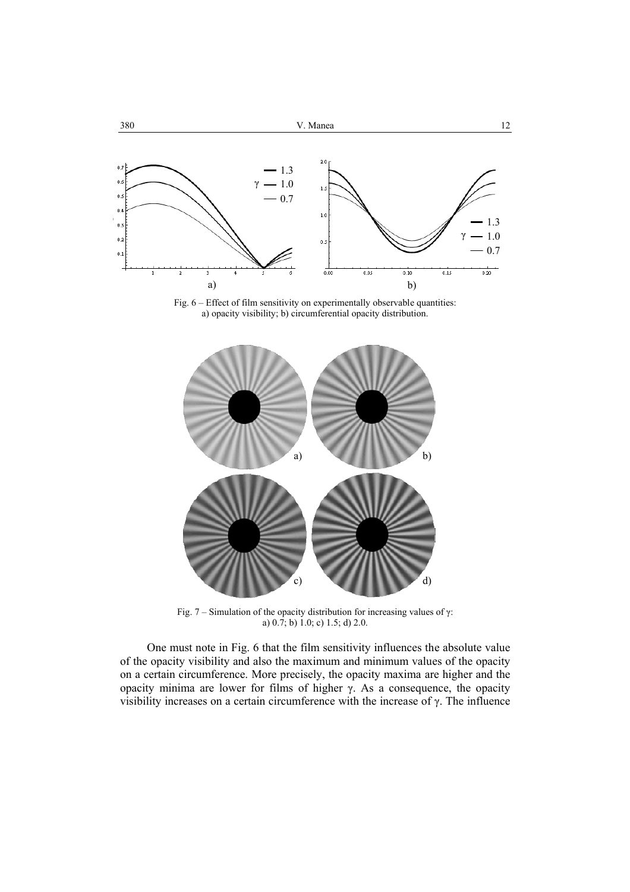Fig. 6 – Effect of film sensitivity on experimentally observable quantities: a) opacity visibility; b) circumferential opacity distribution.

Fig. 7 – Simulation of the opacity distribution for increasing values of γ: a) 0.7; b) 1.0; c) 1.5; d) 2.0.

One must note in Fig. 6 that the film sensitivity influences the absolute value of the opacity visibility and also the maximum and minimum values of the opacity on a certain circumference. More precisely, the opacity maxima are higher and the opacity minima are lower for films of higher γ. As a consequence, the opacity visibility increases on a certain circumference with the increase of γ. The influence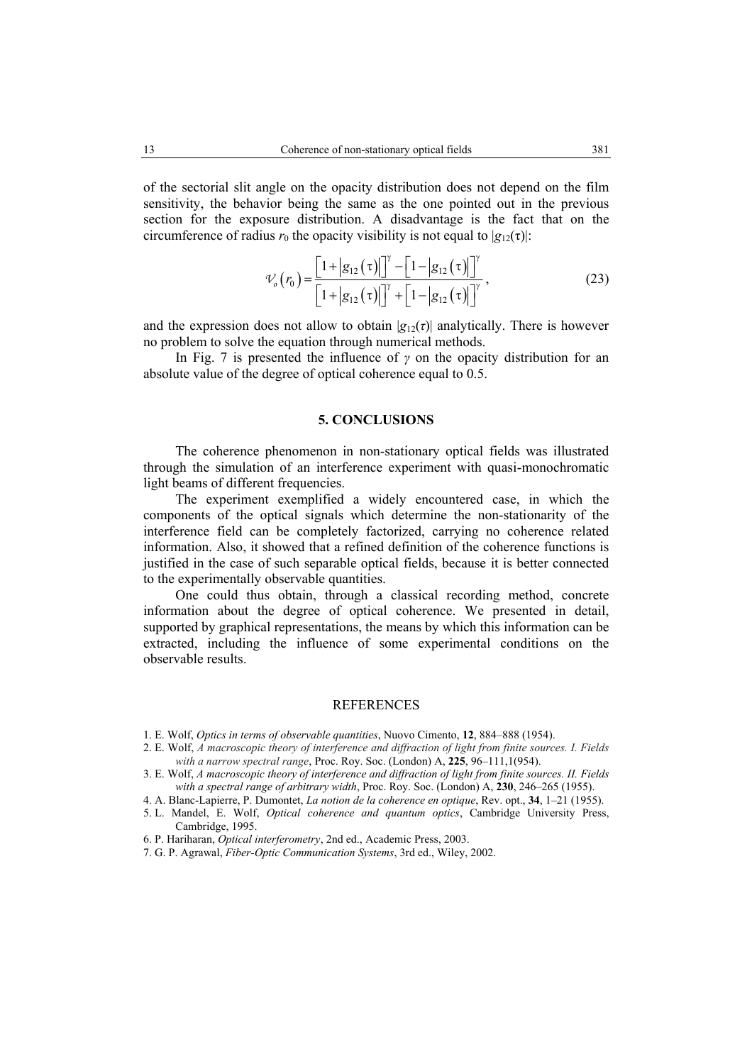of the sectorial slit angle on the opacity distribution does not depend on the film sensitivity, the behavior being the same as the one pointed out in the previous section for the exposure distribution. A disadvantage is the fact that on the circumference of radius $r_0$ the opacity visibility is not equal to $|g_{12}(\tau)|$:

$$\mathcal{V}_o(r_0) = \frac{\left[1+\left|g_{12}(\tau)\right|\right]^{\gamma} - \left[1-\left|g_{12}(\tau)\right|\right]^{\gamma}}{\left[1+\left|g_{12}(\tau)\right|\right]^{\gamma} + \left[1-\left|g_{12}(\tau)\right|\right]^{\gamma}}, \tag{23}$$

and the expression does not allow to obtain $|g_{12}(\tau)|$ analytically. There is however no problem to solve the equation through numerical methods.

In Fig. 7 is presented the influence of $\gamma$ on the opacity distribution for an absolute value of the degree of optical coherence equal to 0.5.

## 5. CONCLUSIONS

The coherence phenomenon in non-stationary optical fields was illustrated through the simulation of an interference experiment with quasi-monochromatic light beams of different frequencies.

The experiment exemplified a widely encountered case, in which the components of the optical signals which determine the non-stationarity of the interference field can be completely factorized, carrying no coherence related information. Also, it showed that a refined definition of the coherence functions is justified in the case of such separable optical fields, because it is better connected to the experimentally observable quantities.

One could thus obtain, through a classical recording method, concrete information about the degree of optical coherence. We presented in detail, supported by graphical representations, the means by which this information can be extracted, including the influence of some experimental conditions on the observable results.

## REFERENCES

1. E. Wolf, *Optics in terms of observable quantities*, Nuovo Cimento, **12**, 884–888 (1954).
2. E. Wolf, *A macroscopic theory of interference and diffraction of light from finite sources. I. Fields with a narrow spectral range*, Proc. Roy. Soc. (London) A, **225**, 96–111,1(954).
3. E. Wolf, *A macroscopic theory of interference and diffraction of light from finite sources. II. Fields with a spectral range of arbitrary width*, Proc. Roy. Soc. (London) A, **230**, 246–265 (1955).
4. A. Blanc-Lapierre, P. Dumontet, *La notion de la coherence en optique*, Rev. opt., **34**, 1–21 (1955).
5. L. Mandel, E. Wolf, *Optical coherence and quantum optics*, Cambridge University Press, Cambridge, 1995.
6. P. Hariharan, *Optical interferometry*, 2nd ed., Academic Press, 2003.
7. G. P. Agrawal, *Fiber-Optic Communication Systems*, 3rd ed., Wiley, 2002.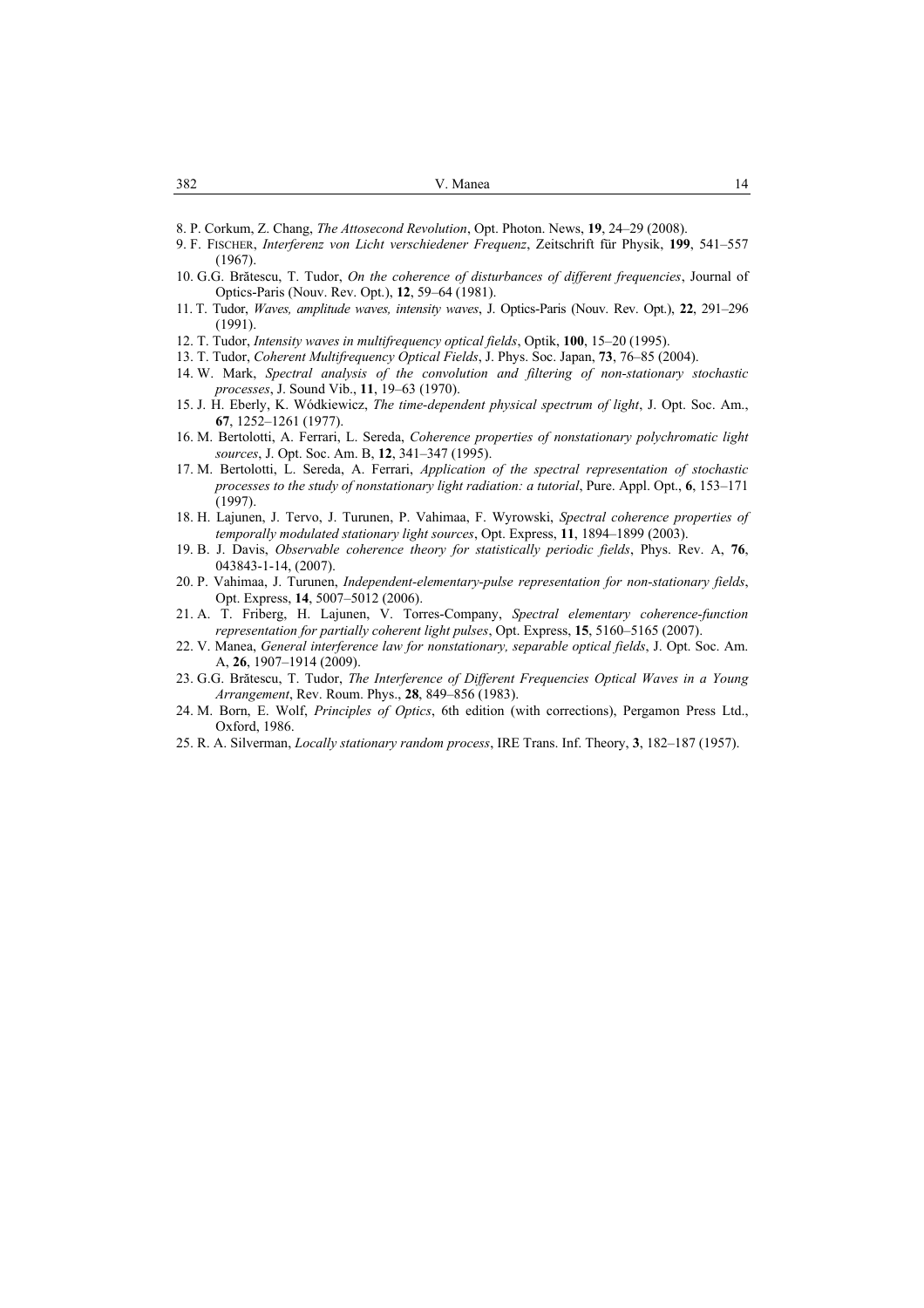8. P. Corkum, Z. Chang, *The Attosecond Revolution*, Opt. Photon. News, **19**, 24–29 (2008).
9. F. FISCHER, *Interferenz von Licht verschiedener Frequenz*, Zeitschrift für Physik, **199**, 541–557 (1967).
10. G.G. Brătescu, T. Tudor, *On the coherence of disturbances of different frequencies*, Journal of Optics-Paris (Nouv. Rev. Opt.), **12**, 59–64 (1981).
11. T. Tudor, *Waves, amplitude waves, intensity waves*, J. Optics-Paris (Nouv. Rev. Opt.), **22**, 291–296 (1991).
12. T. Tudor, *Intensity waves in multifrequency optical fields*, Optik, **100**, 15–20 (1995).
13. T. Tudor, *Coherent Multifrequency Optical Fields*, J. Phys. Soc. Japan, **73**, 76–85 (2004).
14. W. Mark, *Spectral analysis of the convolution and filtering of non-stationary stochastic processes*, J. Sound Vib., **11**, 19–63 (1970).
15. J. H. Eberly, K. Wódkiewicz, *The time-dependent physical spectrum of light*, J. Opt. Soc. Am., **67**, 1252–1261 (1977).
16. M. Bertolotti, A. Ferrari, L. Sereda, *Coherence properties of nonstationary polychromatic light sources*, J. Opt. Soc. Am. B, **12**, 341–347 (1995).
17. M. Bertolotti, L. Sereda, A. Ferrari, *Application of the spectral representation of stochastic processes to the study of nonstationary light radiation: a tutorial*, Pure. Appl. Opt., **6**, 153–171 (1997).
18. H. Lajunen, J. Tervo, J. Turunen, P. Vahimaa, F. Wyrowski, *Spectral coherence properties of temporally modulated stationary light sources*, Opt. Express, **11**, 1894–1899 (2003).
19. B. J. Davis, *Observable coherence theory for statistically periodic fields*, Phys. Rev. A, **76**, 043843-1-14, (2007).
20. P. Vahimaa, J. Turunen, *Independent-elementary-pulse representation for non-stationary fields*, Opt. Express, **14**, 5007–5012 (2006).
21. A. T. Friberg, H. Lajunen, V. Torres-Company, *Spectral elementary coherence-function representation for partially coherent light pulses*, Opt. Express, **15**, 5160–5165 (2007).
22. V. Manea, *General interference law for nonstationary, separable optical fields*, J. Opt. Soc. Am. A, **26**, 1907–1914 (2009).
23. G.G. Brătescu, T. Tudor, *The Interference of Different Frequencies Optical Waves in a Young Arrangement*, Rev. Roum. Phys., **28**, 849–856 (1983).
24. M. Born, E. Wolf, *Principles of Optics*, 6th edition (with corrections), Pergamon Press Ltd., Oxford, 1986.
25. R. A. Silverman, *Locally stationary random process*, IRE Trans. Inf. Theory, **3**, 182–187 (1957).